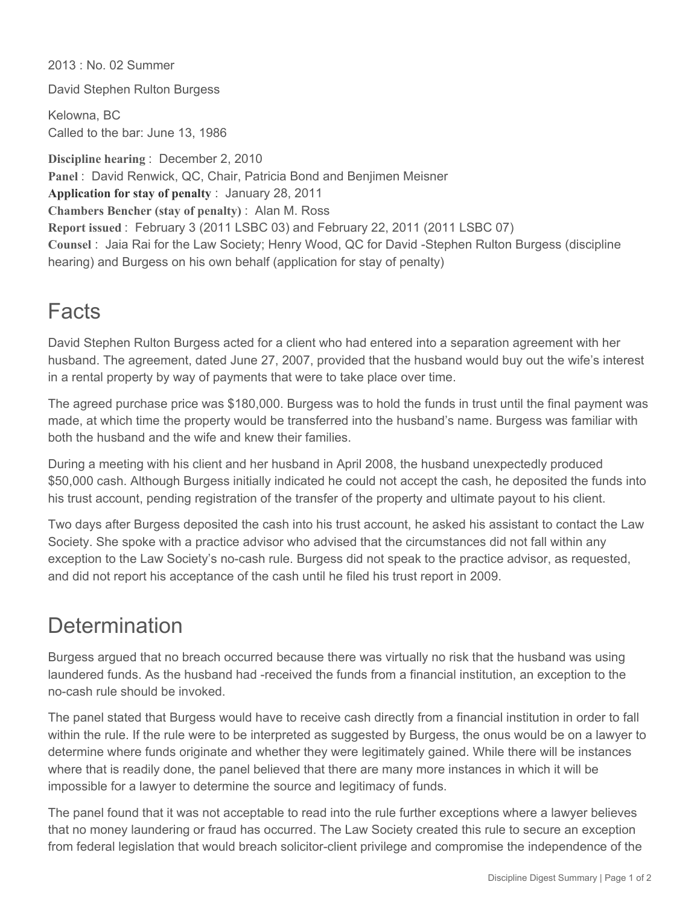2013 : No. 02 Summer

David Stephen Rulton Burgess

Kelowna, BC
Called to the bar: June 13, 1986

**Discipline hearing** : December 2, 2010
**Panel** : David Renwick, QC, Chair, Patricia Bond and Benjimen Meisner
**Application for stay of penalty** : January 28, 2011
**Chambers Bencher (stay of penalty)** : Alan M. Ross
**Report issued** : February 3 (2011 LSBC 03) and February 22, 2011 (2011 LSBC 07)
**Counsel** : Jaia Rai for the Law Society; Henry Wood, QC for David -Stephen Rulton Burgess (discipline hearing) and Burgess on his own behalf (application for stay of penalty)

## Facts

David Stephen Rulton Burgess acted for a client who had entered into a separation agreement with her husband. The agreement, dated June 27, 2007, provided that the husband would buy out the wife's interest in a rental property by way of payments that were to take place over time.

The agreed purchase price was $180,000. Burgess was to hold the funds in trust until the final payment was made, at which time the property would be transferred into the husband's name. Burgess was familiar with both the husband and the wife and knew their families.

During a meeting with his client and her husband in April 2008, the husband unexpectedly produced $50,000 cash. Although Burgess initially indicated he could not accept the cash, he deposited the funds into his trust account, pending registration of the transfer of the property and ultimate payout to his client.

Two days after Burgess deposited the cash into his trust account, he asked his assistant to contact the Law Society. She spoke with a practice advisor who advised that the circumstances did not fall within any exception to the Law Society's no-cash rule. Burgess did not speak to the practice advisor, as requested, and did not report his acceptance of the cash until he filed his trust report in 2009.

## Determination

Burgess argued that no breach occurred because there was virtually no risk that the husband was using laundered funds. As the husband had -received the funds from a financial institution, an exception to the no-cash rule should be invoked.

The panel stated that Burgess would have to receive cash directly from a financial institution in order to fall within the rule. If the rule were to be interpreted as suggested by Burgess, the onus would be on a lawyer to determine where funds originate and whether they were legitimately gained. While there will be instances where that is readily done, the panel believed that there are many more instances in which it will be impossible for a lawyer to determine the source and legitimacy of funds.

The panel found that it was not acceptable to read into the rule further exceptions where a lawyer believes that no money laundering or fraud has occurred. The Law Society created this rule to secure an exception from federal legislation that would breach solicitor-client privilege and compromise the independence of the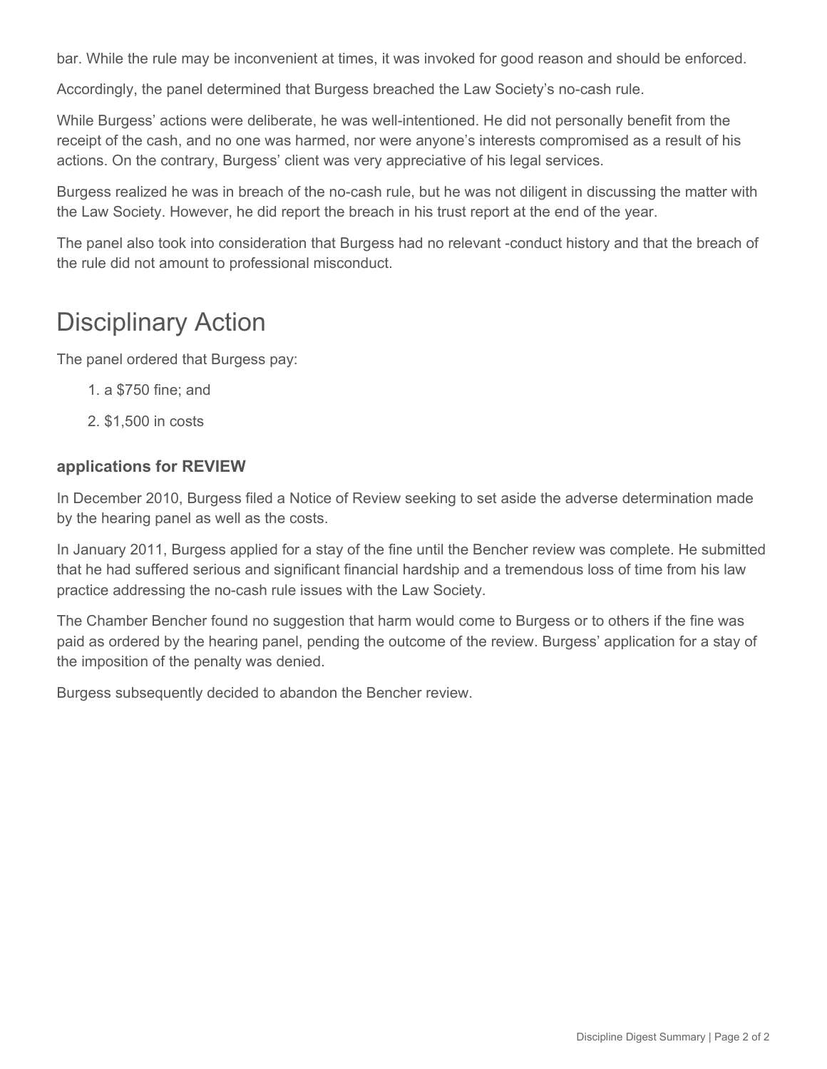bar. While the rule may be inconvenient at times, it was invoked for good reason and should be enforced.

Accordingly, the panel determined that Burgess breached the Law Society's no-cash rule.

While Burgess' actions were deliberate, he was well-intentioned. He did not personally benefit from the receipt of the cash, and no one was harmed, nor were anyone's interests compromised as a result of his actions. On the contrary, Burgess' client was very appreciative of his legal services.

Burgess realized he was in breach of the no-cash rule, but he was not diligent in discussing the matter with the Law Society. However, he did report the breach in his trust report at the end of the year.

The panel also took into consideration that Burgess had no relevant -conduct history and that the breach of the rule did not amount to professional misconduct.

# Disciplinary Action

The panel ordered that Burgess pay:

1. a $750 fine; and
2. $1,500 in costs

### applications for REVIEW

In December 2010, Burgess filed a Notice of Review seeking to set aside the adverse determination made by the hearing panel as well as the costs.

In January 2011, Burgess applied for a stay of the fine until the Bencher review was complete. He submitted that he had suffered serious and significant financial hardship and a tremendous loss of time from his law practice addressing the no-cash rule issues with the Law Society.

The Chamber Bencher found no suggestion that harm would come to Burgess or to others if the fine was paid as ordered by the hearing panel, pending the outcome of the review. Burgess' application for a stay of the imposition of the penalty was denied.

Burgess subsequently decided to abandon the Bencher review.